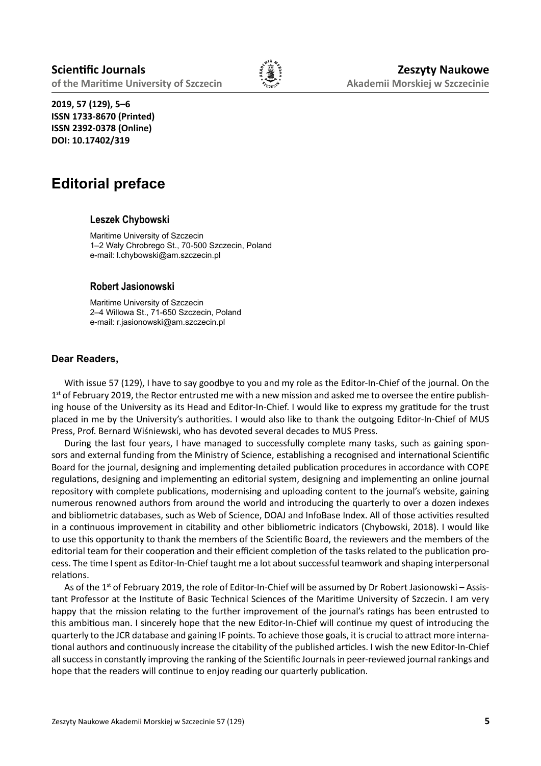**2019, 57 (129), 5–6**
**ISSN 1733-8670 (Printed)**
**ISSN 2392-0378 (Online)**
**DOI: 10.17402/319**

# Editorial preface

### Leszek Chybowski

Maritime University of Szczecin
1–2 Wały Chrobrego St., 70-500 Szczecin, Poland
e-mail: l.chybowski@am.szczecin.pl

### Robert Jasionowski

Maritime University of Szczecin
2–4 Willowa St., 71-650 Szczecin, Poland
e-mail: r.jasionowski@am.szczecin.pl

**Dear Readers,**

With issue 57 (129), I have to say goodbye to you and my role as the Editor-In-Chief of the journal. On the 1st of February 2019, the Rector entrusted me with a new mission and asked me to oversee the entire publishing house of the University as its Head and Editor-In-Chief. I would like to express my gratitude for the trust placed in me by the University's authorities. I would also like to thank the outgoing Editor-In-Chief of MUS Press, Prof. Bernard Wiśniewski, who has devoted several decades to MUS Press.

During the last four years, I have managed to successfully complete many tasks, such as gaining sponsors and external funding from the Ministry of Science, establishing a recognised and international Scientific Board for the journal, designing and implementing detailed publication procedures in accordance with COPE regulations, designing and implementing an editorial system, designing and implementing an online journal repository with complete publications, modernising and uploading content to the journal's website, gaining numerous renowned authors from around the world and introducing the quarterly to over a dozen indexes and bibliometric databases, such as Web of Science, DOAJ and InfoBase Index. All of those activities resulted in a continuous improvement in citability and other bibliometric indicators (Chybowski, 2018). I would like to use this opportunity to thank the members of the Scientific Board, the reviewers and the members of the editorial team for their cooperation and their efficient completion of the tasks related to the publication process. The time I spent as Editor-In-Chief taught me a lot about successful teamwork and shaping interpersonal relations.

As of the 1st of February 2019, the role of Editor-In-Chief will be assumed by Dr Robert Jasionowski – Assistant Professor at the Institute of Basic Technical Sciences of the Maritime University of Szczecin. I am very happy that the mission relating to the further improvement of the journal's ratings has been entrusted to this ambitious man. I sincerely hope that the new Editor-In-Chief will continue my quest of introducing the quarterly to the JCR database and gaining IF points. To achieve those goals, it is crucial to attract more international authors and continuously increase the citability of the published articles. I wish the new Editor-In-Chief all success in constantly improving the ranking of the Scientific Journals in peer-reviewed journal rankings and hope that the readers will continue to enjoy reading our quarterly publication.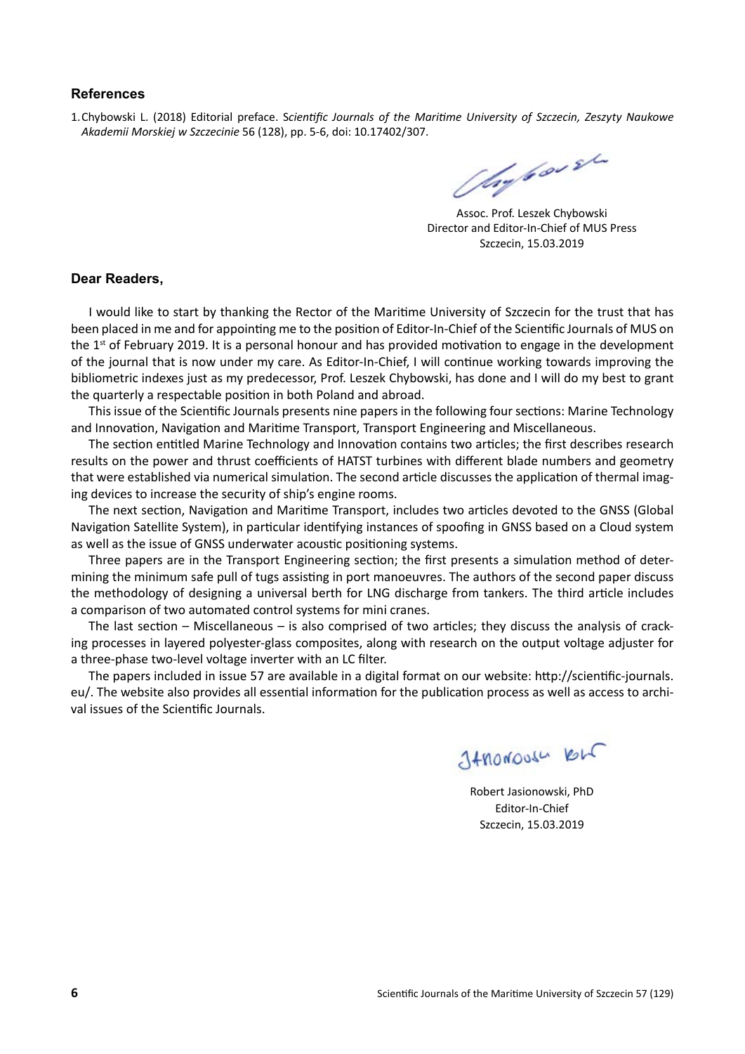## References

1. Chybowski L. (2018) Editorial preface. *Scientific Journals of the Maritime University of Szczecin, Zeszyty Naukowe Akademii Morskiej w Szczecinie* 56 (128), pp. 5-6, doi: 10.17402/307.

Assoc. Prof. Leszek Chybowski
Director and Editor-In-Chief of MUS Press
Szczecin, 15.03.2019

## Dear Readers,

I would like to start by thanking the Rector of the Maritime University of Szczecin for the trust that has been placed in me and for appointing me to the position of Editor-In-Chief of the Scientific Journals of MUS on the 1st of February 2019. It is a personal honour and has provided motivation to engage in the development of the journal that is now under my care. As Editor-In-Chief, I will continue working towards improving the bibliometric indexes just as my predecessor, Prof. Leszek Chybowski, has done and I will do my best to grant the quarterly a respectable position in both Poland and abroad.

This issue of the Scientific Journals presents nine papers in the following four sections: Marine Technology and Innovation, Navigation and Maritime Transport, Transport Engineering and Miscellaneous.

The section entitled Marine Technology and Innovation contains two articles; the first describes research results on the power and thrust coefficients of HATST turbines with different blade numbers and geometry that were established via numerical simulation. The second article discusses the application of thermal imaging devices to increase the security of ship's engine rooms.

The next section, Navigation and Maritime Transport, includes two articles devoted to the GNSS (Global Navigation Satellite System), in particular identifying instances of spoofing in GNSS based on a Cloud system as well as the issue of GNSS underwater acoustic positioning systems.

Three papers are in the Transport Engineering section; the first presents a simulation method of determining the minimum safe pull of tugs assisting in port manoeuvres. The authors of the second paper discuss the methodology of designing a universal berth for LNG discharge from tankers. The third article includes a comparison of two automated control systems for mini cranes.

The last section – Miscellaneous – is also comprised of two articles; they discuss the analysis of cracking processes in layered polyester-glass composites, along with research on the output voltage adjuster for a three-phase two-level voltage inverter with an LC filter.

The papers included in issue 57 are available in a digital format on our website: http://scientific-journals.eu/. The website also provides all essential information for the publication process as well as access to archival issues of the Scientific Journals.

Robert Jasionowski, PhD
Editor-In-Chief
Szczecin, 15.03.2019